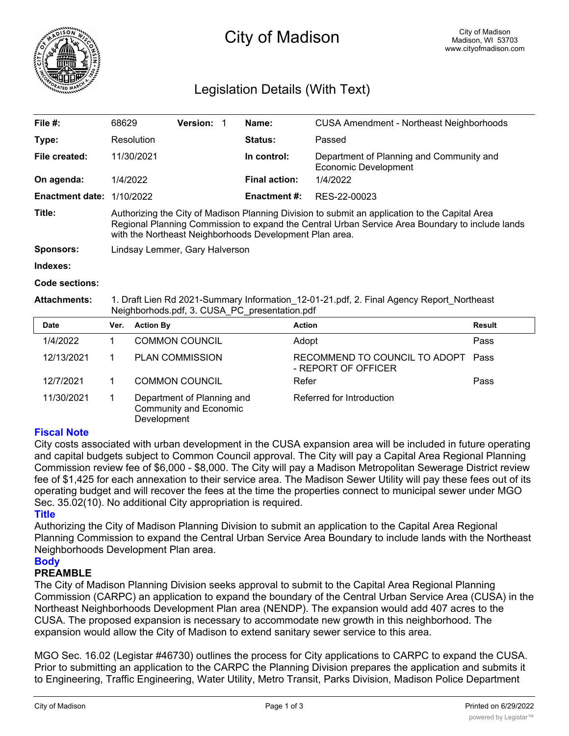# City of Madison

City of Madison
Madison, WI 53703
www.cityofmadison.com

## Legislation Details (With Text)

| | | | | | |
|---|---|---|---|---|---|
| **File #:** | 68629 | **Version:** 1 | | **Name:** | CUSA Amendment - Northeast Neighborhoods |
| **Type:** | Resolution | | | **Status:** | Passed |
| **File created:** | 11/30/2021 | | | **In control:** | Department of Planning and Community and Economic Development |
| **On agenda:** | 1/4/2022 | | | **Final action:** | 1/4/2022 |
| **Enactment date:** | 1/10/2022 | | | **Enactment #:** | RES-22-00023 |

**Title:** Authorizing the City of Madison Planning Division to submit an application to the Capital Area Regional Planning Commission to expand the Central Urban Service Area Boundary to include lands with the Northeast Neighborhoods Development Plan area.

**Sponsors:** Lindsay Lemmer, Gary Halverson

**Indexes:**

**Code sections:**

**Attachments:** 1. Draft Lien Rd 2021-Summary Information_12-01-21.pdf, 2. Final Agency Report_Northeast Neighborhoods.pdf, 3. CUSA_PC_presentation.pdf

| Date | Ver. | Action By | Action | Result |
|---|---|---|---|---|
| 1/4/2022 | 1 | COMMON COUNCIL | Adopt | Pass |
| 12/13/2021 | 1 | PLAN COMMISSION | RECOMMEND TO COUNCIL TO ADOPT - REPORT OF OFFICER | Pass |
| 12/7/2021 | 1 | COMMON COUNCIL | Refer | Pass |
| 11/30/2021 | 1 | Department of Planning and Community and Economic Development | Referred for Introduction | |

### Fiscal Note

City costs associated with urban development in the CUSA expansion area will be included in future operating and capital budgets subject to Common Council approval. The City will pay a Capital Area Regional Planning Commission review fee of $6,000 - $8,000. The City will pay a Madison Metropolitan Sewerage District review fee of $1,425 for each annexation to their service area. The Madison Sewer Utility will pay these fees out of its operating budget and will recover the fees at the time the properties connect to municipal sewer under MGO Sec. 35.02(10). No additional City appropriation is required.

### Title

Authorizing the City of Madison Planning Division to submit an application to the Capital Area Regional Planning Commission to expand the Central Urban Service Area Boundary to include lands with the Northeast Neighborhoods Development Plan area.

### Body

**PREAMBLE**

The City of Madison Planning Division seeks approval to submit to the Capital Area Regional Planning Commission (CARPC) an application to expand the boundary of the Central Urban Service Area (CUSA) in the Northeast Neighborhoods Development Plan area (NENDP). The expansion would add 407 acres to the CUSA. The proposed expansion is necessary to accommodate new growth in this neighborhood. The expansion would allow the City of Madison to extend sanitary sewer service to this area.

MGO Sec. 16.02 (Legistar #46730) outlines the process for City applications to CARPC to expand the CUSA. Prior to submitting an application to the CARPC the Planning Division prepares the application and submits it to Engineering, Traffic Engineering, Water Utility, Metro Transit, Parks Division, Madison Police Department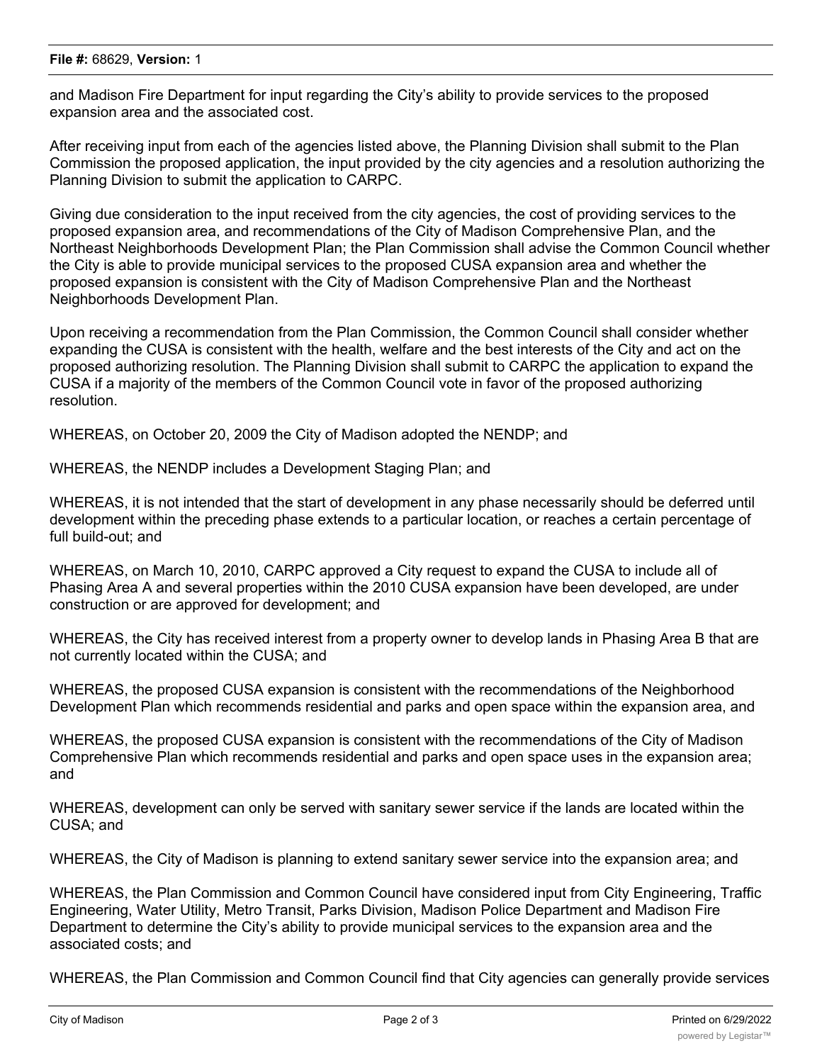and Madison Fire Department for input regarding the City's ability to provide services to the proposed expansion area and the associated cost.

After receiving input from each of the agencies listed above, the Planning Division shall submit to the Plan Commission the proposed application, the input provided by the city agencies and a resolution authorizing the Planning Division to submit the application to CARPC.

Giving due consideration to the input received from the city agencies, the cost of providing services to the proposed expansion area, and recommendations of the City of Madison Comprehensive Plan, and the Northeast Neighborhoods Development Plan; the Plan Commission shall advise the Common Council whether the City is able to provide municipal services to the proposed CUSA expansion area and whether the proposed expansion is consistent with the City of Madison Comprehensive Plan and the Northeast Neighborhoods Development Plan.

Upon receiving a recommendation from the Plan Commission, the Common Council shall consider whether expanding the CUSA is consistent with the health, welfare and the best interests of the City and act on the proposed authorizing resolution. The Planning Division shall submit to CARPC the application to expand the CUSA if a majority of the members of the Common Council vote in favor of the proposed authorizing resolution.

WHEREAS, on October 20, 2009 the City of Madison adopted the NENDP; and

WHEREAS, the NENDP includes a Development Staging Plan; and

WHEREAS, it is not intended that the start of development in any phase necessarily should be deferred until development within the preceding phase extends to a particular location, or reaches a certain percentage of full build-out; and

WHEREAS, on March 10, 2010, CARPC approved a City request to expand the CUSA to include all of Phasing Area A and several properties within the 2010 CUSA expansion have been developed, are under construction or are approved for development; and

WHEREAS, the City has received interest from a property owner to develop lands in Phasing Area B that are not currently located within the CUSA; and

WHEREAS, the proposed CUSA expansion is consistent with the recommendations of the Neighborhood Development Plan which recommends residential and parks and open space within the expansion area, and

WHEREAS, the proposed CUSA expansion is consistent with the recommendations of the City of Madison Comprehensive Plan which recommends residential and parks and open space uses in the expansion area; and

WHEREAS, development can only be served with sanitary sewer service if the lands are located within the CUSA; and

WHEREAS, the City of Madison is planning to extend sanitary sewer service into the expansion area; and

WHEREAS, the Plan Commission and Common Council have considered input from City Engineering, Traffic Engineering, Water Utility, Metro Transit, Parks Division, Madison Police Department and Madison Fire Department to determine the City's ability to provide municipal services to the expansion area and the associated costs; and

WHEREAS, the Plan Commission and Common Council find that City agencies can generally provide services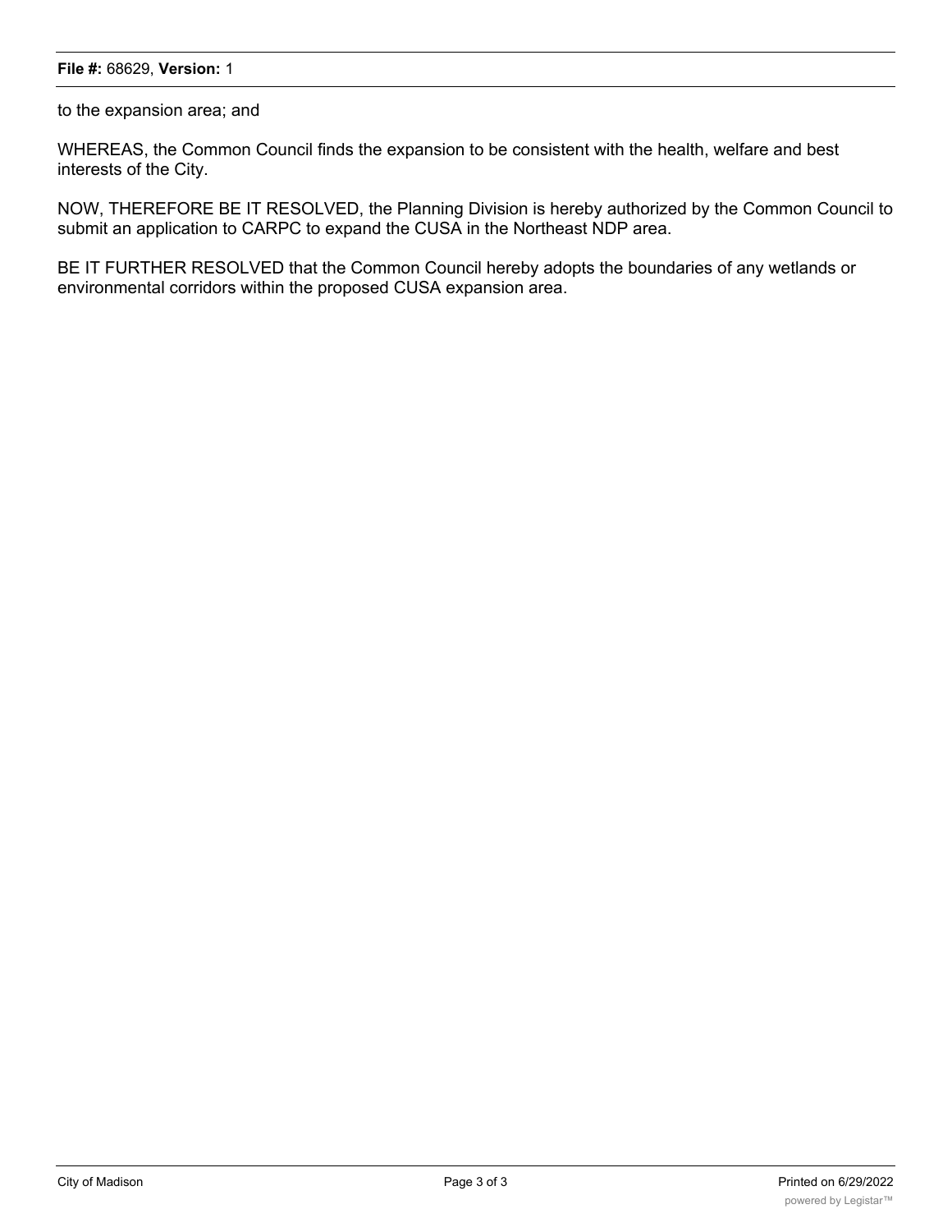to the expansion area; and

WHEREAS, the Common Council finds the expansion to be consistent with the health, welfare and best interests of the City.

NOW, THEREFORE BE IT RESOLVED, the Planning Division is hereby authorized by the Common Council to submit an application to CARPC to expand the CUSA in the Northeast NDP area.

BE IT FURTHER RESOLVED that the Common Council hereby adopts the boundaries of any wetlands or environmental corridors within the proposed CUSA expansion area.